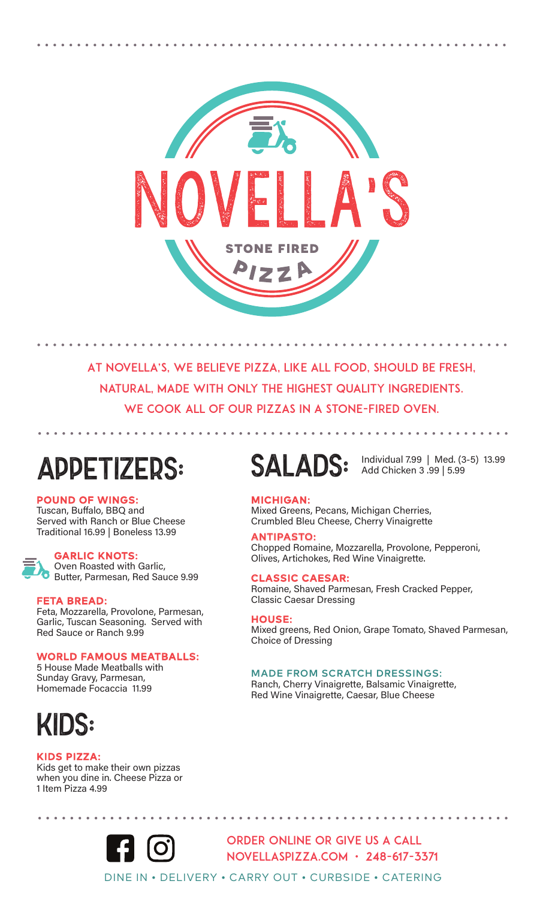# NOVELLA'S

STONE FIRED

PIZZA

AT NOVELLA'S, WE BELIEVE PIZZA, LIKE ALL FOOD, SHOULD BE FRESH, NATURAL, MADE WITH ONLY THE HIGHEST QUALITY INGREDIENTS. WE COOK ALL OF OUR PIZZAS IN A STONE-FIRED OVEN.

## APPETIZERS:

**POUND OF WINGS:**
Tuscan, Buffalo, BBQ and Served with Ranch or Blue Cheese
Traditional 16.99 | Boneless 13.99

**GARLIC KNOTS:**
Oven Roasted with Garlic, Butter, Parmesan, Red Sauce 9.99

**FETA BREAD:**
Feta, Mozzarella, Provolone, Parmesan, Garlic, Tuscan Seasoning. Served with Red Sauce or Ranch 9.99

**WORLD FAMOUS MEATBALLS:**
5 House Made Meatballs with Sunday Gravy, Parmesan, Homemade Focaccia 11.99

## KIDS:

**KIDS PIZZA:**
Kids get to make their own pizzas when you dine in. Cheese Pizza or 1 Item Pizza 4.99

## SALADS:

Individual 7.99 | Med. (3-5) 13.99
Add Chicken 3 .99 | 5.99

**MICHIGAN:**
Mixed Greens, Pecans, Michigan Cherries, Crumbled Bleu Cheese, Cherry Vinaigrette

**ANTIPASTO:**
Chopped Romaine, Mozzarella, Provolone, Pepperoni, Olives, Artichokes, Red Wine Vinaigrette.

**CLASSIC CAESAR:**
Romaine, Shaved Parmesan, Fresh Cracked Pepper, Classic Caesar Dressing

**HOUSE:**
Mixed greens, Red Onion, Grape Tomato, Shaved Parmesan, Choice of Dressing

**MADE FROM SCRATCH DRESSINGS:**
Ranch, Cherry Vinaigrette, Balsamic Vinaigrette, Red Wine Vinaigrette, Caesar, Blue Cheese

ORDER ONLINE OR GIVE US A CALL
NOVELLASPIZZA.COM • 248-617-3371

DINE IN • DELIVERY • CARRY OUT • CURBSIDE • CATERING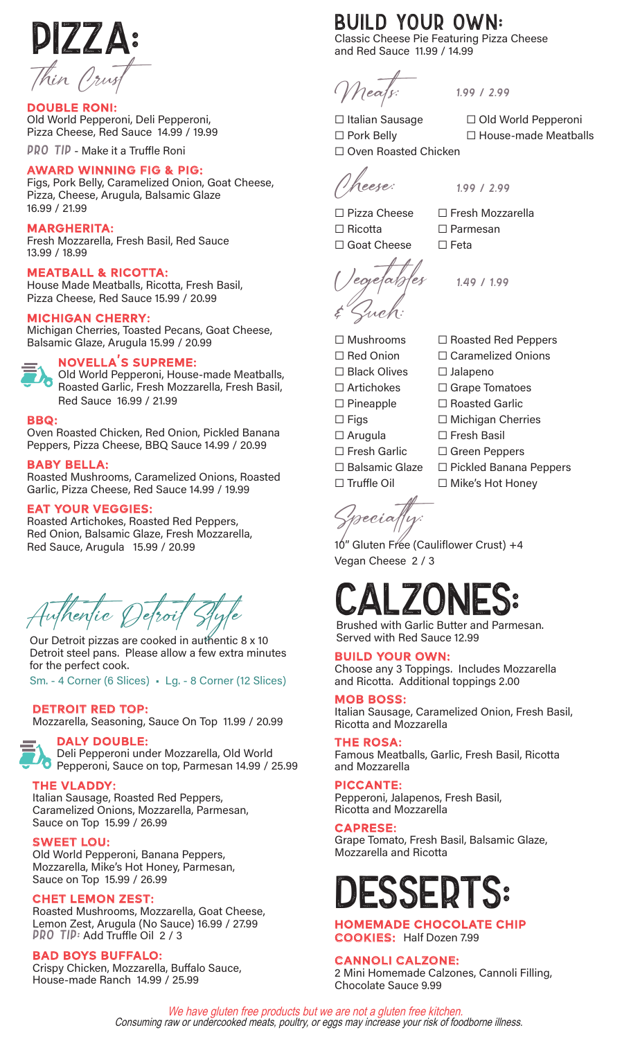# PIZZA:

*Thin Crust*

**DOUBLE RONI:**
Old World Pepperoni, Deli Pepperoni, Pizza Cheese, Red Sauce 14.99 / 19.99

*PRO TIP* - Make it a Truffle Roni

**AWARD WINNING FIG & PIG:**
Figs, Pork Belly, Caramelized Onion, Goat Cheese, Pizza, Cheese, Arugula, Balsamic Glaze 16.99 / 21.99

**MARGHERITA:**
Fresh Mozzarella, Fresh Basil, Red Sauce 13.99 / 18.99

**MEATBALL & RICOTTA:**
House Made Meatballs, Ricotta, Fresh Basil, Pizza Cheese, Red Sauce 15.99 / 20.99

**MICHIGAN CHERRY:**
Michigan Cherries, Toasted Pecans, Goat Cheese, Balsamic Glaze, Arugula 15.99 / 20.99

**NOVELLA'S SUPREME:**
Old World Pepperoni, House-made Meatballs, Roasted Garlic, Fresh Mozzarella, Fresh Basil, Red Sauce 16.99 / 21.99

**BBQ:**
Oven Roasted Chicken, Red Onion, Pickled Banana Peppers, Pizza Cheese, BBQ Sauce 14.99 / 20.99

**BABY BELLA:**
Roasted Mushrooms, Caramelized Onions, Roasted Garlic, Pizza Cheese, Red Sauce 14.99 / 19.99

**EAT YOUR VEGGIES:**
Roasted Artichokes, Roasted Red Peppers, Red Onion, Balsamic Glaze, Fresh Mozzarella, Red Sauce, Arugula 15.99 / 20.99

## *Authentic Detroit Style*

Our Detroit pizzas are cooked in authentic 8 x 10 Detroit steel pans. Please allow a few extra minutes for the perfect cook.

Sm. - 4 Corner (6 Slices) • Lg. - 8 Corner (12 Slices)

**DETROIT RED TOP:**
Mozzarella, Seasoning, Sauce On Top 11.99 / 20.99

**DALY DOUBLE:**
Deli Pepperoni under Mozzarella, Old World Pepperoni, Sauce on top, Parmesan 14.99 / 25.99

**THE VLADDY:**
Italian Sausage, Roasted Red Peppers, Caramelized Onions, Mozzarella, Parmesan, Sauce on Top 15.99 / 26.99

**SWEET LOU:**
Old World Pepperoni, Banana Peppers, Mozzarella, Mike's Hot Honey, Parmesan, Sauce on Top 15.99 / 26.99

**CHET LEMON ZEST:**
Roasted Mushrooms, Mozzarella, Goat Cheese, Lemon Zest, Arugula (No Sauce) 16.99 / 27.99
*PRO TIP:* Add Truffle Oil 2 / 3

**BAD BOYS BUFFALO:**
Crispy Chicken, Mozzarella, Buffalo Sauce, House-made Ranch 14.99 / 25.99

# BUILD YOUR OWN:

Classic Cheese Pie Featuring Pizza Cheese and Red Sauce 11.99 / 14.99

## *Meats:* 1.99 / 2.99

- ☐ Italian Sausage
- ☐ Old World Pepperoni
- ☐ Pork Belly
- ☐ House-made Meatballs
- ☐ Oven Roasted Chicken

## *Cheese:* 1.99 / 2.99

- ☐ Pizza Cheese
- ☐ Fresh Mozzarella
- ☐ Ricotta
- ☐ Parmesan
- ☐ Goat Cheese
- ☐ Feta

## *Vegetables & Such:* 1.49 / 1.99

- ☐ Mushrooms
- ☐ Roasted Red Peppers
- ☐ Red Onion
- ☐ Caramelized Onions
- ☐ Black Olives
- ☐ Jalapeno
- ☐ Artichokes
- ☐ Grape Tomatoes
- ☐ Pineapple
- ☐ Roasted Garlic
- ☐ Figs
- ☐ Michigan Cherries
- ☐ Arugula
- ☐ Fresh Basil
- ☐ Fresh Garlic
- ☐ Green Peppers
- ☐ Balsamic Glaze
- ☐ Pickled Banana Peppers
- ☐ Truffle Oil
- ☐ Mike's Hot Honey

## *Specialty:*

10" Gluten Free (Cauliflower Crust) +4
Vegan Cheese 2 / 3

# CALZONES:

Brushed with Garlic Butter and Parmesan. Served with Red Sauce 12.99

**BUILD YOUR OWN:**
Choose any 3 Toppings. Includes Mozzarella and Ricotta. Additional toppings 2.00

**MOB BOSS:**
Italian Sausage, Caramelized Onion, Fresh Basil, Ricotta and Mozzarella

**THE ROSA:**
Famous Meatballs, Garlic, Fresh Basil, Ricotta and Mozzarella

**PICCANTE:**
Pepperoni, Jalapenos, Fresh Basil, Ricotta and Mozzarella

**CAPRESE:**
Grape Tomato, Fresh Basil, Balsamic Glaze, Mozzarella and Ricotta

# DESSERTS:

**HOMEMADE CHOCOLATE CHIP COOKIES:** Half Dozen 7.99

**CANNOLI CALZONE:**
2 Mini Homemade Calzones, Cannoli Filling, Chocolate Sauce 9.99

*We have gluten free products but we are not a gluten free kitchen.*
*Consuming raw or undercooked meats, poultry, or eggs may increase your risk of foodborne illness.*